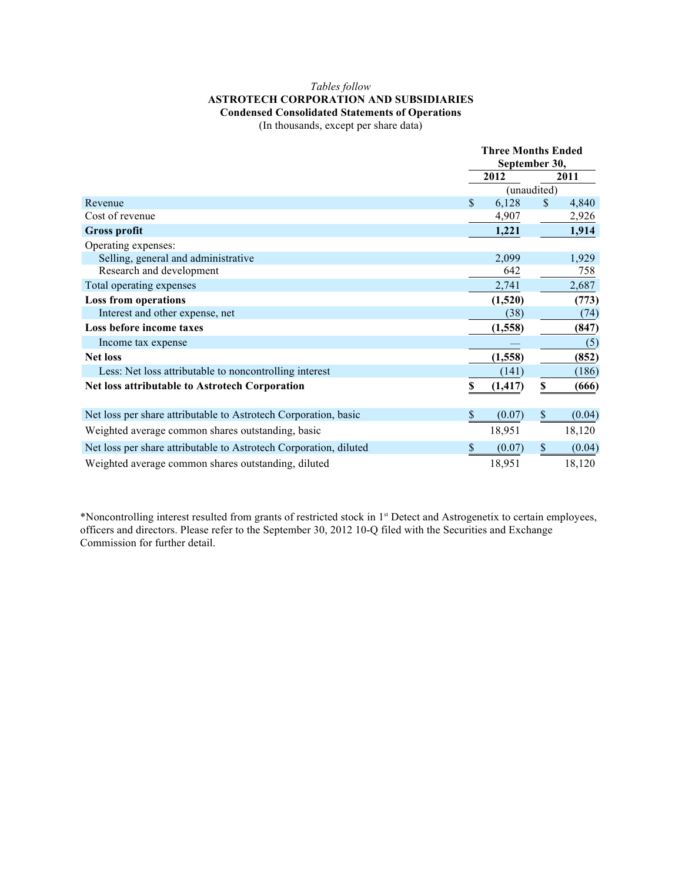*Tables follow*

**ASTROTECH CORPORATION AND SUBSIDIARIES**

**Condensed Consolidated Statements of Operations**

(In thousands, except per share data)

| | Three Months Ended September 30, | |
|---|---|---|
| | 2012 | 2011 |
| | (unaudited) | |
| Revenue | $ 6,128 | $ 4,840 |
| Cost of revenue | 4,907 | 2,926 |
| **Gross profit** | **1,221** | **1,914** |
| Operating expenses: | | |
| Selling, general and administrative | 2,099 | 1,929 |
| Research and development | 642 | 758 |
| Total operating expenses | 2,741 | 2,687 |
| **Loss from operations** | **(1,520)** | **(773)** |
| Interest and other expense, net | (38) | (74) |
| **Loss before income taxes** | **(1,558)** | **(847)** |
| Income tax expense | — | (5) |
| **Net loss** | **(1,558)** | **(852)** |
| Less: Net loss attributable to noncontrolling interest | (141) | (186) |
| **Net loss attributable to Astrotech Corporation** | **$ (1,417)** | **$ (666)** |
| Net loss per share attributable to Astrotech Corporation, basic | $ (0.07) | $ (0.04) |
| Weighted average common shares outstanding, basic | 18,951 | 18,120 |
| Net loss per share attributable to Astrotech Corporation, diluted | $ (0.07) | $ (0.04) |
| Weighted average common shares outstanding, diluted | 18,951 | 18,120 |

*Noncontrolling interest resulted from grants of restricted stock in 1st Detect and Astrogenetix to certain employees, officers and directors. Please refer to the September 30, 2012 10-Q filed with the Securities and Exchange Commission for further detail.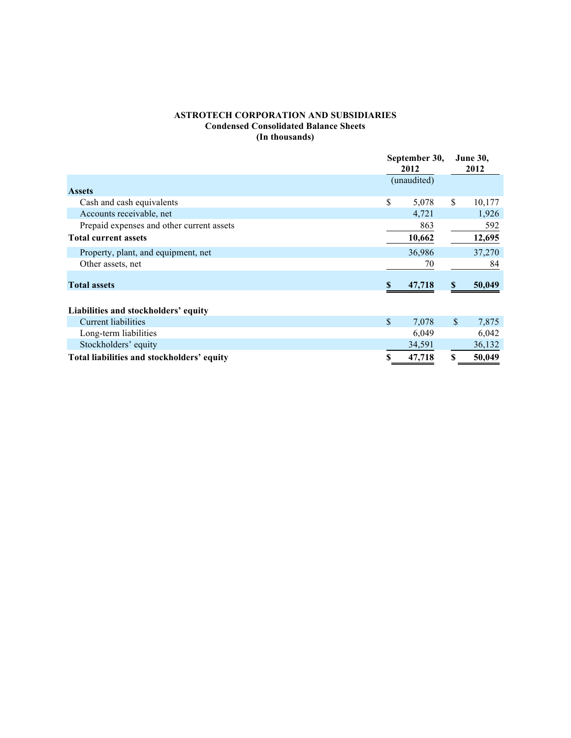**ASTROTECH CORPORATION AND SUBSIDIARIES**
**Condensed Consolidated Balance Sheets**
**(In thousands)**

| | September 30, 2012 | June 30, 2012 |
|---|---|---|
| | (unaudited) | |
| **Assets** | | |
| Cash and cash equivalents | $ 5,078 | $ 10,177 |
| Accounts receivable, net | 4,721 | 1,926 |
| Prepaid expenses and other current assets | 863 | 592 |
| **Total current assets** | **10,662** | **12,695** |
| Property, plant, and equipment, net | 36,986 | 37,270 |
| Other assets, net | 70 | 84 |
| **Total assets** | **$ 47,718** | **$ 50,049** |
| | | |
| **Liabilities and stockholders' equity** | | |
| Current liabilities | $ 7,078 | $ 7,875 |
| Long-term liabilities | 6,049 | 6,042 |
| Stockholders' equity | 34,591 | 36,132 |
| **Total liabilities and stockholders' equity** | **$ 47,718** | **$ 50,049** |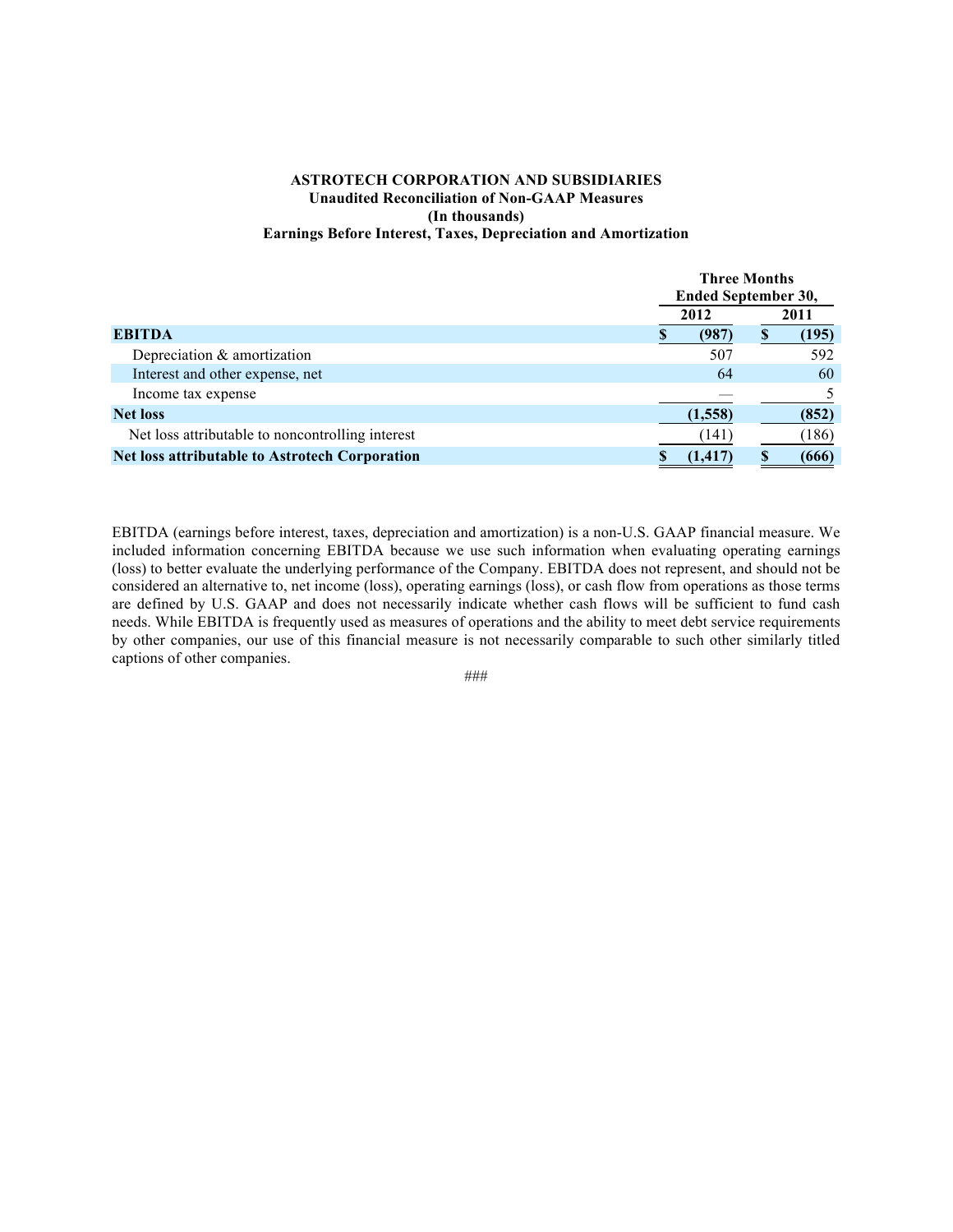**ASTROTECH CORPORATION AND SUBSIDIARIES**
**Unaudited Reconciliation of Non-GAAP Measures**
**(In thousands)**
**Earnings Before Interest, Taxes, Depreciation and Amortization**

| | Three Months Ended September 30, | |
|---|---|---|
| | **2012** | **2011** |
| **EBITDA** | **$ (987)** | **$ (195)** |
| Depreciation & amortization | 507 | 592 |
| Interest and other expense, net | 64 | 60 |
| Income tax expense | — | 5 |
| **Net loss** | **(1,558)** | **(852)** |
| Net loss attributable to noncontrolling interest | (141) | (186) |
| **Net loss attributable to Astrotech Corporation** | **$ (1,417)** | **$ (666)** |

EBITDA (earnings before interest, taxes, depreciation and amortization) is a non-U.S. GAAP financial measure. We included information concerning EBITDA because we use such information when evaluating operating earnings (loss) to better evaluate the underlying performance of the Company. EBITDA does not represent, and should not be considered an alternative to, net income (loss), operating earnings (loss), or cash flow from operations as those terms are defined by U.S. GAAP and does not necessarily indicate whether cash flows will be sufficient to fund cash needs. While EBITDA is frequently used as measures of operations and the ability to meet debt service requirements by other companies, our use of this financial measure is not necessarily comparable to such other similarly titled captions of other companies.

###